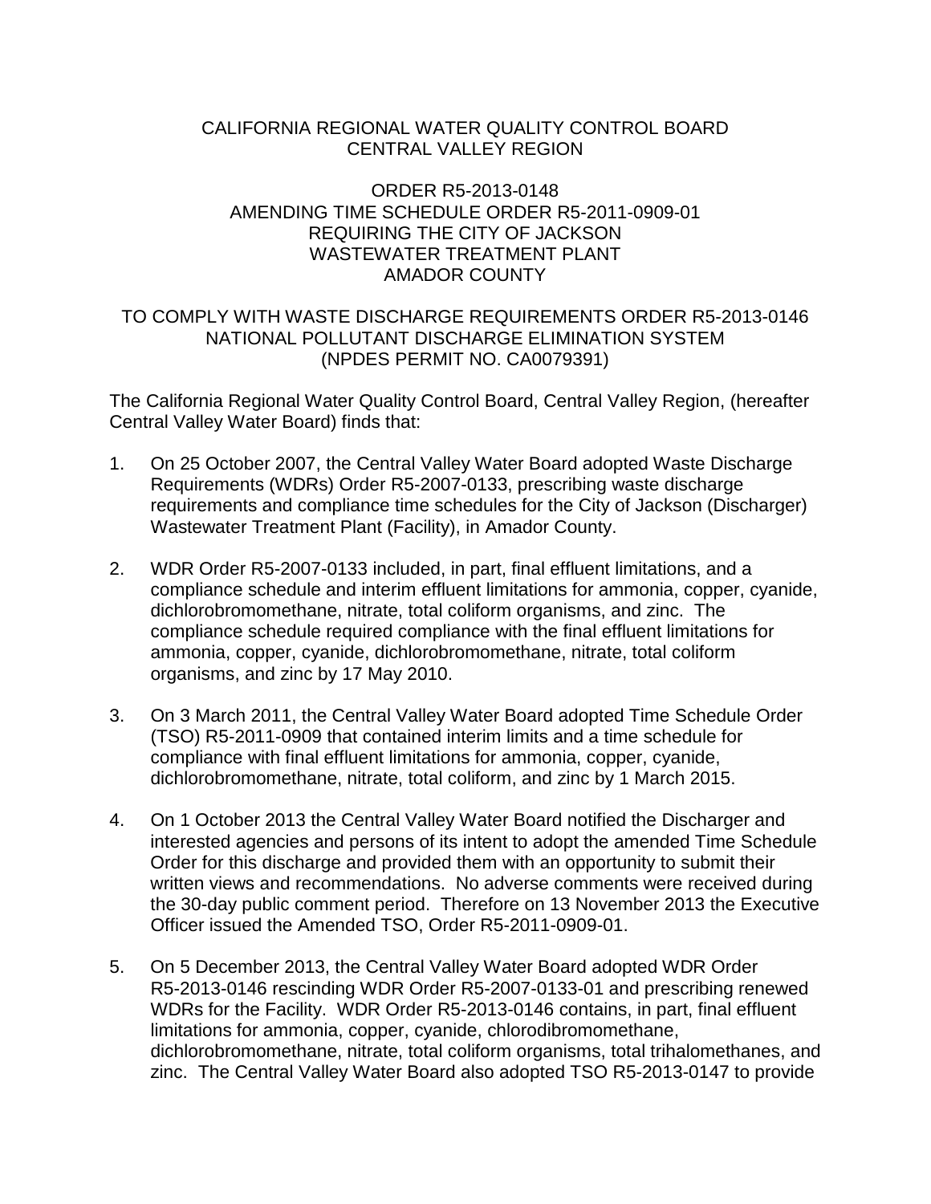CALIFORNIA REGIONAL WATER QUALITY CONTROL BOARD
CENTRAL VALLEY REGION

ORDER R5-2013-0148
AMENDING TIME SCHEDULE ORDER R5-2011-0909-01
REQUIRING THE CITY OF JACKSON
WASTEWATER TREATMENT PLANT
AMADOR COUNTY

TO COMPLY WITH WASTE DISCHARGE REQUIREMENTS ORDER R5-2013-0146
NATIONAL POLLUTANT DISCHARGE ELIMINATION SYSTEM
(NPDES PERMIT NO. CA0079391)

The California Regional Water Quality Control Board, Central Valley Region, (hereafter Central Valley Water Board) finds that:

1. On 25 October 2007, the Central Valley Water Board adopted Waste Discharge Requirements (WDRs) Order R5-2007-0133, prescribing waste discharge requirements and compliance time schedules for the City of Jackson (Discharger) Wastewater Treatment Plant (Facility), in Amador County.

2. WDR Order R5-2007-0133 included, in part, final effluent limitations, and a compliance schedule and interim effluent limitations for ammonia, copper, cyanide, dichlorobromomethane, nitrate, total coliform organisms, and zinc. The compliance schedule required compliance with the final effluent limitations for ammonia, copper, cyanide, dichlorobromomethane, nitrate, total coliform organisms, and zinc by 17 May 2010.

3. On 3 March 2011, the Central Valley Water Board adopted Time Schedule Order (TSO) R5-2011-0909 that contained interim limits and a time schedule for compliance with final effluent limitations for ammonia, copper, cyanide, dichlorobromomethane, nitrate, total coliform, and zinc by 1 March 2015.

4. On 1 October 2013 the Central Valley Water Board notified the Discharger and interested agencies and persons of its intent to adopt the amended Time Schedule Order for this discharge and provided them with an opportunity to submit their written views and recommendations. No adverse comments were received during the 30-day public comment period. Therefore on 13 November 2013 the Executive Officer issued the Amended TSO, Order R5-2011-0909-01.

5. On 5 December 2013, the Central Valley Water Board adopted WDR Order R5-2013-0146 rescinding WDR Order R5-2007-0133-01 and prescribing renewed WDRs for the Facility. WDR Order R5-2013-0146 contains, in part, final effluent limitations for ammonia, copper, cyanide, chlorodibromomethane, dichlorobromomethane, nitrate, total coliform organisms, total trihalomethanes, and zinc. The Central Valley Water Board also adopted TSO R5-2013-0147 to provide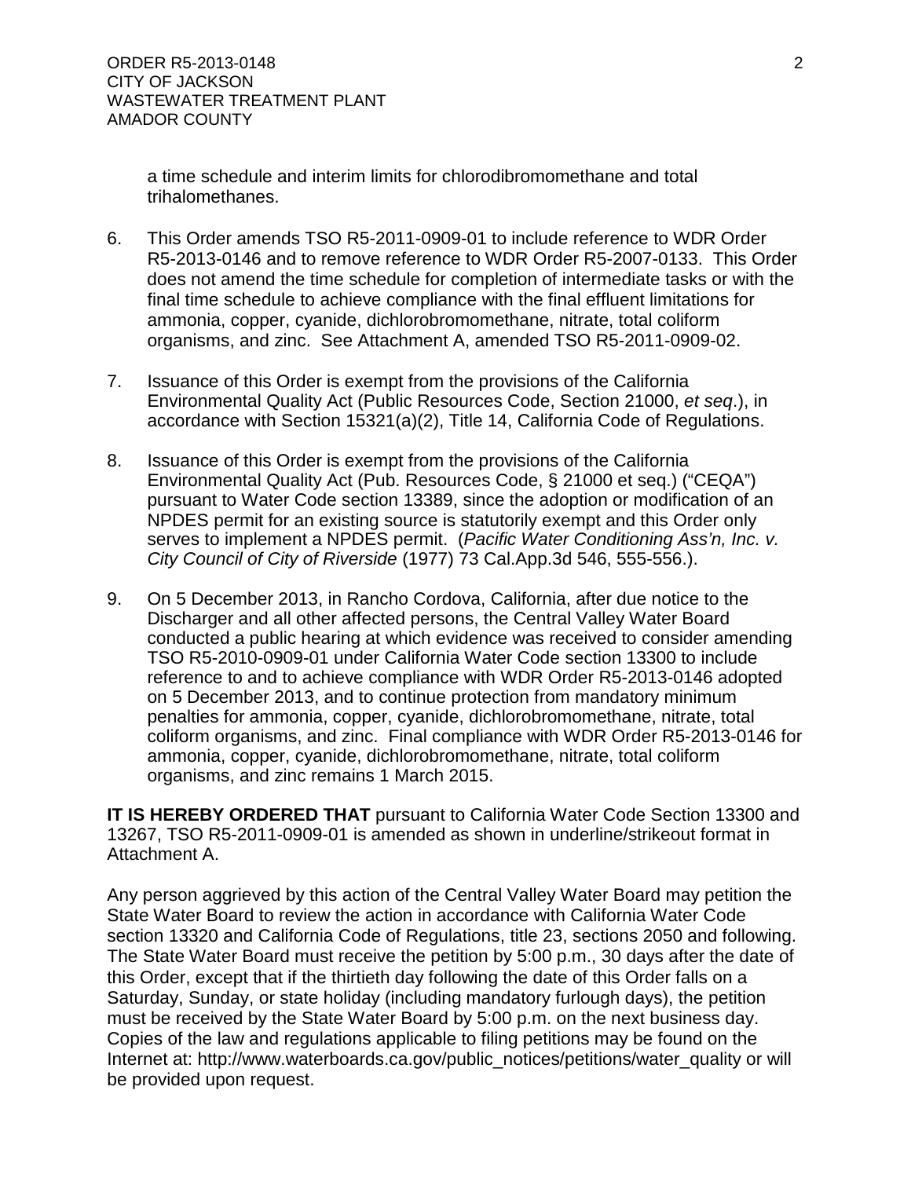a time schedule and interim limits for chlorodibromomethane and total trihalomethanes.

6. This Order amends TSO R5-2011-0909-01 to include reference to WDR Order R5-2013-0146 and to remove reference to WDR Order R5-2007-0133. This Order does not amend the time schedule for completion of intermediate tasks or with the final time schedule to achieve compliance with the final effluent limitations for ammonia, copper, cyanide, dichlorobromomethane, nitrate, total coliform organisms, and zinc. See Attachment A, amended TSO R5-2011-0909-02.

7. Issuance of this Order is exempt from the provisions of the California Environmental Quality Act (Public Resources Code, Section 21000, *et seq*.), in accordance with Section 15321(a)(2), Title 14, California Code of Regulations.

8. Issuance of this Order is exempt from the provisions of the California Environmental Quality Act (Pub. Resources Code, § 21000 et seq.) ("CEQA") pursuant to Water Code section 13389, since the adoption or modification of an NPDES permit for an existing source is statutorily exempt and this Order only serves to implement a NPDES permit. (*Pacific Water Conditioning Ass'n, Inc. v. City Council of City of Riverside* (1977) 73 Cal.App.3d 546, 555-556.).

9. On 5 December 2013, in Rancho Cordova, California, after due notice to the Discharger and all other affected persons, the Central Valley Water Board conducted a public hearing at which evidence was received to consider amending TSO R5-2010-0909-01 under California Water Code section 13300 to include reference to and to achieve compliance with WDR Order R5-2013-0146 adopted on 5 December 2013, and to continue protection from mandatory minimum penalties for ammonia, copper, cyanide, dichlorobromomethane, nitrate, total coliform organisms, and zinc. Final compliance with WDR Order R5-2013-0146 for ammonia, copper, cyanide, dichlorobromomethane, nitrate, total coliform organisms, and zinc remains 1 March 2015.

**IT IS HEREBY ORDERED THAT** pursuant to California Water Code Section 13300 and 13267, TSO R5-2011-0909-01 is amended as shown in underline/strikeout format in Attachment A.

Any person aggrieved by this action of the Central Valley Water Board may petition the State Water Board to review the action in accordance with California Water Code section 13320 and California Code of Regulations, title 23, sections 2050 and following. The State Water Board must receive the petition by 5:00 p.m., 30 days after the date of this Order, except that if the thirtieth day following the date of this Order falls on a Saturday, Sunday, or state holiday (including mandatory furlough days), the petition must be received by the State Water Board by 5:00 p.m. on the next business day. Copies of the law and regulations applicable to filing petitions may be found on the Internet at: http://www.waterboards.ca.gov/public_notices/petitions/water_quality or will be provided upon request.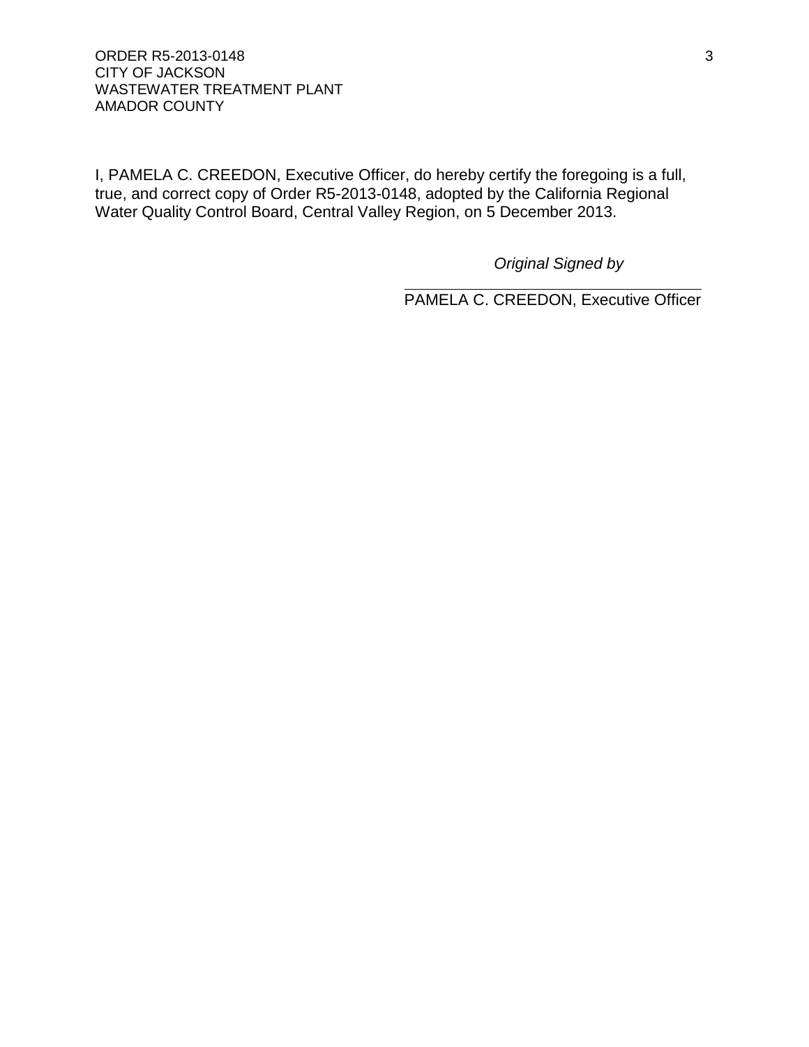I, PAMELA C. CREEDON, Executive Officer, do hereby certify the foregoing is a full, true, and correct copy of Order R5-2013-0148, adopted by the California Regional Water Quality Control Board, Central Valley Region, on 5 December 2013.

*Original Signed by*

PAMELA C. CREEDON, Executive Officer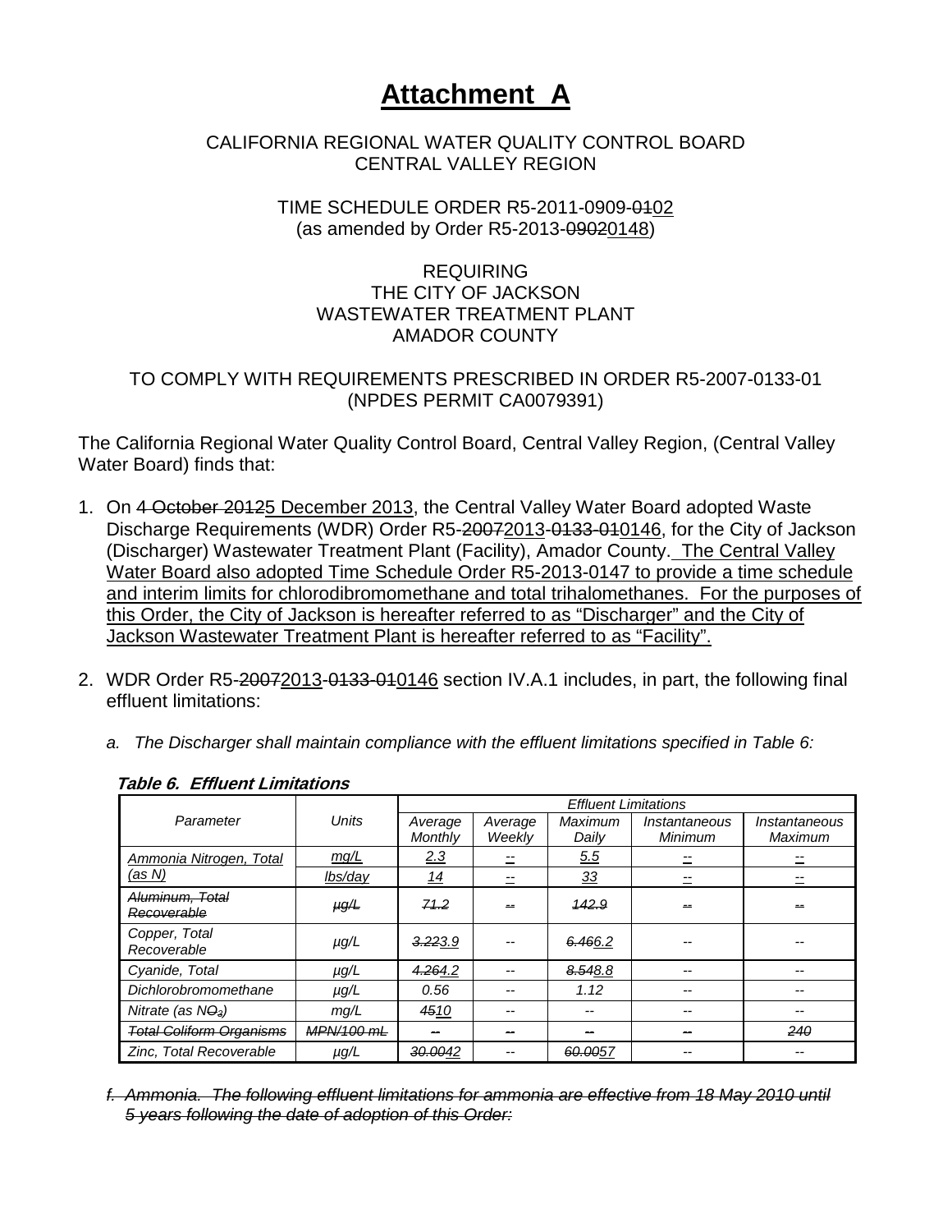# Attachment A

CALIFORNIA REGIONAL WATER QUALITY CONTROL BOARD
CENTRAL VALLEY REGION

TIME SCHEDULE ORDER R5-2011-0909-~~01~~<u>02</u>
(as amended by Order R5-2013-~~0902~~<u>0148</u>)

REQUIRING
THE CITY OF JACKSON
WASTEWATER TREATMENT PLANT
AMADOR COUNTY

TO COMPLY WITH REQUIREMENTS PRESCRIBED IN ORDER R5-2007-0133-01
(NPDES PERMIT CA0079391)

The California Regional Water Quality Control Board, Central Valley Region, (Central Valley Water Board) finds that:

1. On ~~4 October 2012~~<u>5 December 2013</u>, the Central Valley Water Board adopted Waste Discharge Requirements (WDR) Order R5-~~2007~~<u>2013</u>-~~0133-01~~<u>0146</u>, for the City of Jackson (Discharger) Wastewater Treatment Plant (Facility), Amador County. <u>The Central Valley Water Board also adopted Time Schedule Order R5-2013-0147 to provide a time schedule and interim limits for chlorodibromomethane and total trihalomethanes. For the purposes of this Order, the City of Jackson is hereafter referred to as "Discharger" and the City of Jackson Wastewater Treatment Plant is hereafter referred to as "Facility".</u>

2. WDR Order R5-~~2007~~<u>2013</u>-~~0133-01~~<u>0146</u> section IV.A.1 includes, in part, the following final effluent limitations:

   *a. The Discharger shall maintain compliance with the effluent limitations specified in Table 6:*

**Table 6. Effluent Limitations**

| Parameter | Units | Effluent Limitations | | | | |
|---|---|---|---|---|---|---|
| | | Average Monthly | Average Weekly | Maximum Daily | Instantaneous Minimum | Instantaneous Maximum |
| <u>Ammonia Nitrogen, Total (as N)</u> | <u>mg/L</u> | <u>2.3</u> | <u>--</u> | <u>5.5</u> | <u>--</u> | <u>--</u> |
| | <u>lbs/day</u> | <u>14</u> | <u>--</u> | <u>33</u> | <u>--</u> | <u>--</u> |
| ~~Aluminum, Total Recoverable~~ | ~~µg/L~~ | ~~71.2~~ | ~~--~~ | ~~142.9~~ | ~~--~~ | ~~--~~ |
| Copper, Total Recoverable | µg/L | ~~3.22~~<u>3.9</u> | -- | ~~6.46~~<u>6.2</u> | -- | -- |
| Cyanide, Total | µg/L | ~~4.26~~<u>4.2</u> | -- | ~~8.54~~<u>8.8</u> | -- | -- |
| Dichlorobromomethane | µg/L | 0.56 | -- | 1.12 | -- | -- |
| Nitrate (as ~~$NO_3$~~) | mg/L | ~~45~~<u>10</u> | -- | -- | -- | -- |
| ~~Total Coliform Organisms~~ | ~~MPN/100 mL~~ | ~~--~~ | ~~--~~ | ~~--~~ | ~~--~~ | ~~240~~ |
| Zinc, Total Recoverable | µg/L | ~~30.00~~<u>42</u> | -- | ~~60.00~~<u>57</u> | -- | -- |

~~*f. Ammonia. The following effluent limitations for ammonia are effective from 18 May 2010 until 5 years following the date of adoption of this Order:*~~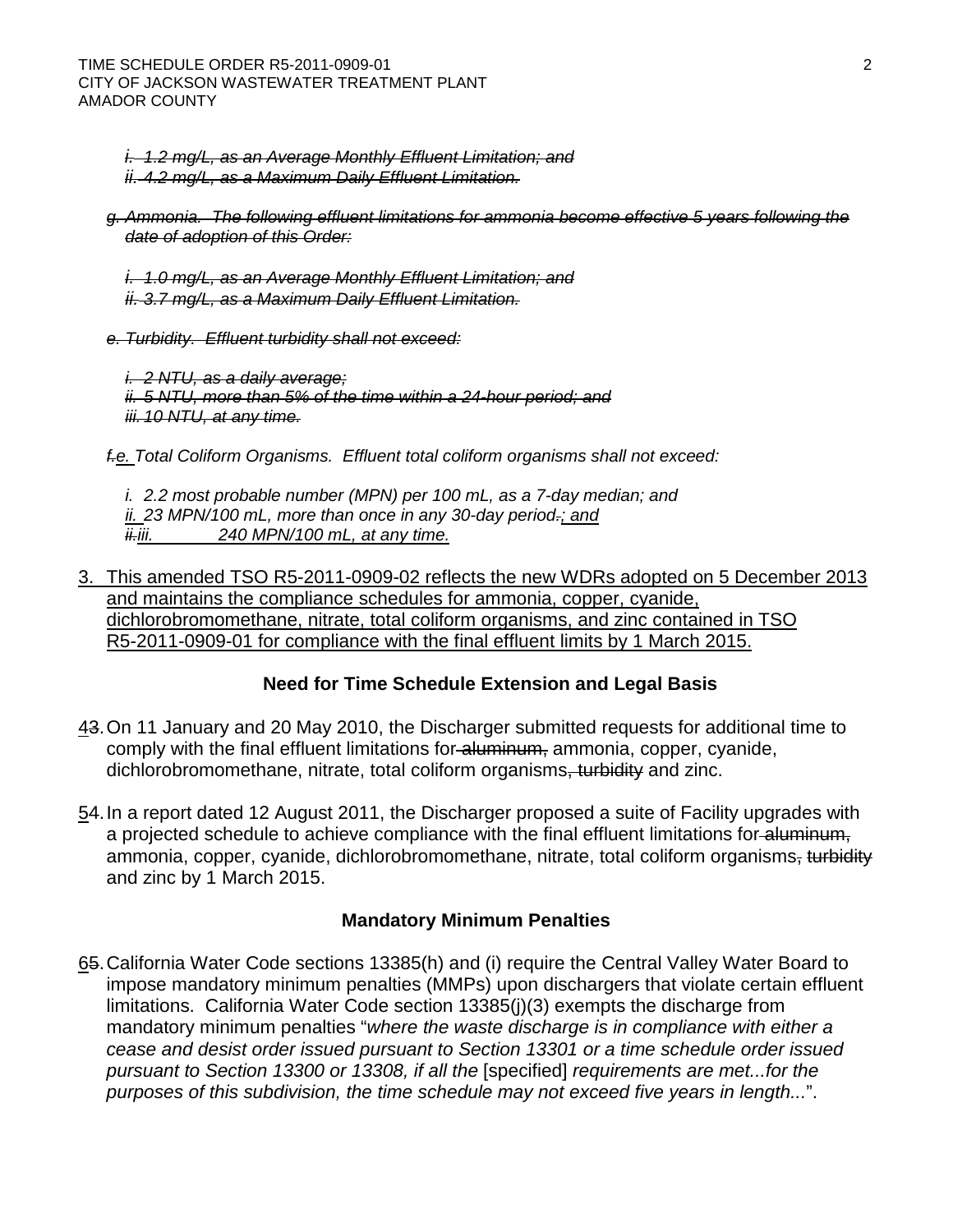*~~i. 1.2 mg/L, as an Average Monthly Effluent Limitation; and~~*
*~~ii. 4.2 mg/L, as a Maximum Daily Effluent Limitation.~~*

*~~g. Ammonia. The following effluent limitations for ammonia become effective 5 years following the date of adoption of this Order:~~*

*~~i. 1.0 mg/L, as an Average Monthly Effluent Limitation; and~~*
*~~ii. 3.7 mg/L, as a Maximum Daily Effluent Limitation.~~*

*~~e. Turbidity. Effluent turbidity shall not exceed:~~*

*~~i. 2 NTU, as a daily average;~~*
*~~ii. 5 NTU, more than 5% of the time within a 24-hour period; and~~*
*~~iii. 10 NTU, at any time.~~*

*~~f.~~<u>e.</u> Total Coliform Organisms. Effluent total coliform organisms shall not exceed:*

*i. 2.2 most probable number (MPN) per 100 mL, as a 7-day median; and*
*<u>ii.</u> 23 MPN/100 mL, more than once in any 30-day period~~.~~<u>; and</u>*
*~~ii.~~<u>iii.</u> 240 MPN/100 mL, at any time.*

3. <u>This amended TSO R5-2011-0909-02 reflects the new WDRs adopted on 5 December 2013 and maintains the compliance schedules for ammonia, copper, cyanide, dichlorobromomethane, nitrate, total coliform organisms, and zinc contained in TSO R5-2011-0909-01 for compliance with the final effluent limits by 1 March 2015.</u>

### Need for Time Schedule Extension and Legal Basis

<u>4</u>~~3~~. On 11 January and 20 May 2010, the Discharger submitted requests for additional time to comply with the final effluent limitations for ~~aluminum,~~ ammonia, copper, cyanide, dichlorobromomethane, nitrate, total coliform organisms~~, turbidity~~ and zinc.

<u>5</u>~~4~~. In a report dated 12 August 2011, the Discharger proposed a suite of Facility upgrades with a projected schedule to achieve compliance with the final effluent limitations for ~~aluminum,~~ ammonia, copper, cyanide, dichlorobromomethane, nitrate, total coliform organisms~~, turbidity~~ and zinc by 1 March 2015.

### Mandatory Minimum Penalties

<u>6</u>~~5~~. California Water Code sections 13385(h) and (i) require the Central Valley Water Board to impose mandatory minimum penalties (MMPs) upon dischargers that violate certain effluent limitations. California Water Code section 13385(j)(3) exempts the discharge from mandatory minimum penalties "*where the waste discharge is in compliance with either a cease and desist order issued pursuant to Section 13301 or a time schedule order issued pursuant to Section 13300 or 13308, if all the* [specified] *requirements are met...for the purposes of this subdivision, the time schedule may not exceed five years in length...*".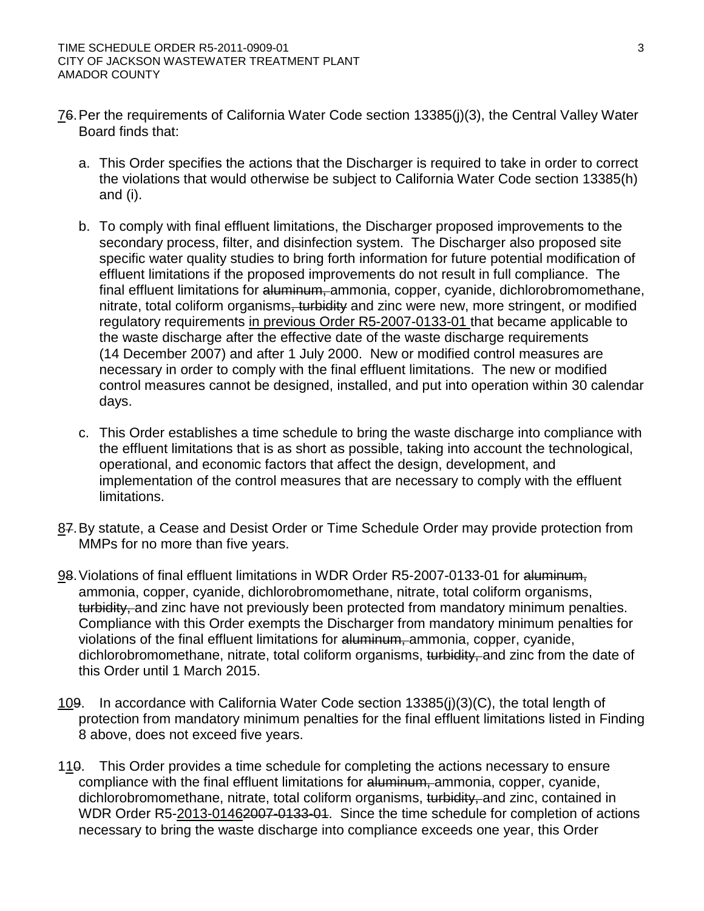<u>7</u>~~6~~. Per the requirements of California Water Code section 13385(j)(3), the Central Valley Water Board finds that:

a. This Order specifies the actions that the Discharger is required to take in order to correct the violations that would otherwise be subject to California Water Code section 13385(h) and (i).

b. To comply with final effluent limitations, the Discharger proposed improvements to the secondary process, filter, and disinfection system. The Discharger also proposed site specific water quality studies to bring forth information for future potential modification of effluent limitations if the proposed improvements do not result in full compliance. The final effluent limitations for ~~aluminum,~~ ammonia, copper, cyanide, dichlorobromomethane, nitrate, total coliform organisms~~, turbidity~~ and zinc were new, more stringent, or modified regulatory requirements <u>in previous Order R5-2007-0133-01</u> that became applicable to the waste discharge after the effective date of the waste discharge requirements (14 December 2007) and after 1 July 2000. New or modified control measures are necessary in order to comply with the final effluent limitations. The new or modified control measures cannot be designed, installed, and put into operation within 30 calendar days.

c. This Order establishes a time schedule to bring the waste discharge into compliance with the effluent limitations that is as short as possible, taking into account the technological, operational, and economic factors that affect the design, development, and implementation of the control measures that are necessary to comply with the effluent limitations.

<u>8</u>~~7~~. By statute, a Cease and Desist Order or Time Schedule Order may provide protection from MMPs for no more than five years.

<u>9</u>~~8~~. Violations of final effluent limitations in WDR Order R5-2007-0133-01 for ~~aluminum,~~ ammonia, copper, cyanide, dichlorobromomethane, nitrate, total coliform organisms, ~~turbidity,~~ and zinc have not previously been protected from mandatory minimum penalties. Compliance with this Order exempts the Discharger from mandatory minimum penalties for violations of the final effluent limitations for ~~aluminum,~~ ammonia, copper, cyanide, dichlorobromomethane, nitrate, total coliform organisms, ~~turbidity,~~ and zinc from the date of this Order until 1 March 2015.

<u>10</u>~~9~~. In accordance with California Water Code section 13385(j)(3)(C), the total length of protection from mandatory minimum penalties for the final effluent limitations listed in Finding 8 above, does not exceed five years.

1<u>1</u>~~0~~. This Order provides a time schedule for completing the actions necessary to ensure compliance with the final effluent limitations for ~~aluminum,~~ ammonia, copper, cyanide, dichlorobromomethane, nitrate, total coliform organisms, ~~turbidity,~~ and zinc, contained in WDR Order R5-<u>2013-0146</u>~~2007-0133-01~~. Since the time schedule for completion of actions necessary to bring the waste discharge into compliance exceeds one year, this Order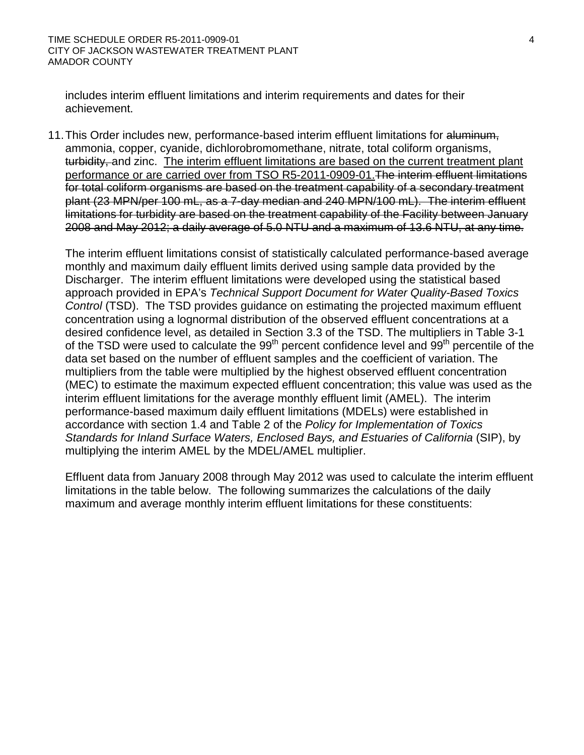includes interim effluent limitations and interim requirements and dates for their achievement.

11. This Order includes new, performance-based interim effluent limitations for ~~aluminum,~~ ammonia, copper, cyanide, dichlorobromomethane, nitrate, total coliform organisms, ~~turbidity,~~ and zinc. <u>The interim effluent limitations are based on the current treatment plant performance or are carried over from TSO R5-2011-0909-01.</u>~~The interim effluent limitations for total coliform organisms are based on the treatment capability of a secondary treatment plant (23 MPN/per 100 mL, as a 7-day median and 240 MPN/100 mL). The interim effluent limitations for turbidity are based on the treatment capability of the Facility between January 2008 and May 2012; a daily average of 5.0 NTU and a maximum of 13.6 NTU, at any time.~~

    The interim effluent limitations consist of statistically calculated performance-based average monthly and maximum daily effluent limits derived using sample data provided by the Discharger. The interim effluent limitations were developed using the statistical based approach provided in EPA's *Technical Support Document for Water Quality-Based Toxics Control* (TSD). The TSD provides guidance on estimating the projected maximum effluent concentration using a lognormal distribution of the observed effluent concentrations at a desired confidence level, as detailed in Section 3.3 of the TSD. The multipliers in Table 3-1 of the TSD were used to calculate the 99$^{th}$ percent confidence level and 99$^{th}$ percentile of the data set based on the number of effluent samples and the coefficient of variation. The multipliers from the table were multiplied by the highest observed effluent concentration (MEC) to estimate the maximum expected effluent concentration; this value was used as the interim effluent limitations for the average monthly effluent limit (AMEL). The interim performance-based maximum daily effluent limitations (MDELs) were established in accordance with section 1.4 and Table 2 of the *Policy for Implementation of Toxics Standards for Inland Surface Waters, Enclosed Bays, and Estuaries of California* (SIP), by multiplying the interim AMEL by the MDEL/AMEL multiplier.

    Effluent data from January 2008 through May 2012 was used to calculate the interim effluent limitations in the table below. The following summarizes the calculations of the daily maximum and average monthly interim effluent limitations for these constituents: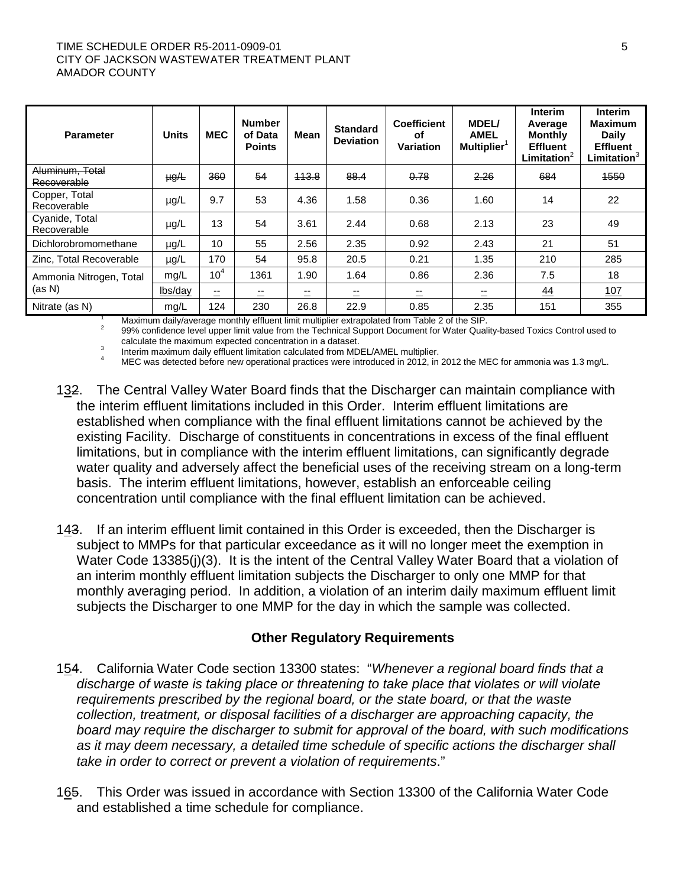| Parameter | Units | MEC | Number of Data Points | Mean | Standard Deviation | Coefficient of Variation | MDEL/ AMEL Multiplier[1] | Interim Average Monthly Effluent Limitation[2] | Interim Maximum Daily Effluent Limitation[3] |
|---|---|---|---|---|---|---|---|---|---|
| ~~Aluminum, Total Recoverable~~ | ~~μg/L~~ | ~~360~~ | ~~54~~ | ~~113.8~~ | ~~88.4~~ | ~~0.78~~ | ~~2.26~~ | ~~684~~ | ~~1550~~ |
| Copper, Total Recoverable | μg/L | 9.7 | 53 | 4.36 | 1.58 | 0.36 | 1.60 | 14 | 22 |
| Cyanide, Total Recoverable | μg/L | 13 | 54 | 3.61 | 2.44 | 0.68 | 2.13 | 23 | 49 |
| Dichlorobromomethane | μg/L | 10 | 55 | 2.56 | 2.35 | 0.92 | 2.43 | 21 | 51 |
| Zinc, Total Recoverable | μg/L | 170 | 54 | 95.8 | 20.5 | 0.21 | 1.35 | 210 | 285 |
| Ammonia Nitrogen, Total (as N) | mg/L | 10[4] | 1361 | 1.90 | 1.64 | 0.86 | 2.36 | 7.5 | 18 |
| | <u>lbs/day</u> | <u>--</u> | <u>--</u> | <u>--</u> | <u>--</u> | <u>--</u> | <u>--</u> | <u>44</u> | <u>107</u> |
| Nitrate (as N) | mg/L | 124 | 230 | 26.8 | 22.9 | 0.85 | 2.35 | 151 | 355 |

[1] Maximum daily/average monthly effluent limit multiplier extrapolated from Table 2 of the SIP.
[2] 99% confidence level upper limit value from the Technical Support Document for Water Quality-based Toxics Control used to calculate the maximum expected concentration in a dataset.
[3] Interim maximum daily effluent limitation calculated from MDEL/AMEL multiplier.
[4] MEC was detected before new operational practices were introduced in 2012, in 2012 the MEC for ammonia was 1.3 mg/L.

1<u>3</u>~~2~~. The Central Valley Water Board finds that the Discharger can maintain compliance with the interim effluent limitations included in this Order. Interim effluent limitations are established when compliance with the final effluent limitations cannot be achieved by the existing Facility. Discharge of constituents in concentrations in excess of the final effluent limitations, but in compliance with the interim effluent limitations, can significantly degrade water quality and adversely affect the beneficial uses of the receiving stream on a long-term basis. The interim effluent limitations, however, establish an enforceable ceiling concentration until compliance with the final effluent limitation can be achieved.

1<u>4</u>~~3~~. If an interim effluent limit contained in this Order is exceeded, then the Discharger is subject to MMPs for that particular exceedance as it will no longer meet the exemption in Water Code 13385(j)(3). It is the intent of the Central Valley Water Board that a violation of an interim monthly effluent limitation subjects the Discharger to only one MMP for that monthly averaging period. In addition, a violation of an interim daily maximum effluent limit subjects the Discharger to one MMP for the day in which the sample was collected.

### Other Regulatory Requirements

1<u>5</u>~~4~~. California Water Code section 13300 states: "*Whenever a regional board finds that a discharge of waste is taking place or threatening to take place that violates or will violate requirements prescribed by the regional board, or the state board, or that the waste collection, treatment, or disposal facilities of a discharger are approaching capacity, the board may require the discharger to submit for approval of the board, with such modifications as it may deem necessary, a detailed time schedule of specific actions the discharger shall take in order to correct or prevent a violation of requirements*."

1<u>6</u>~~5~~. This Order was issued in accordance with Section 13300 of the California Water Code and established a time schedule for compliance.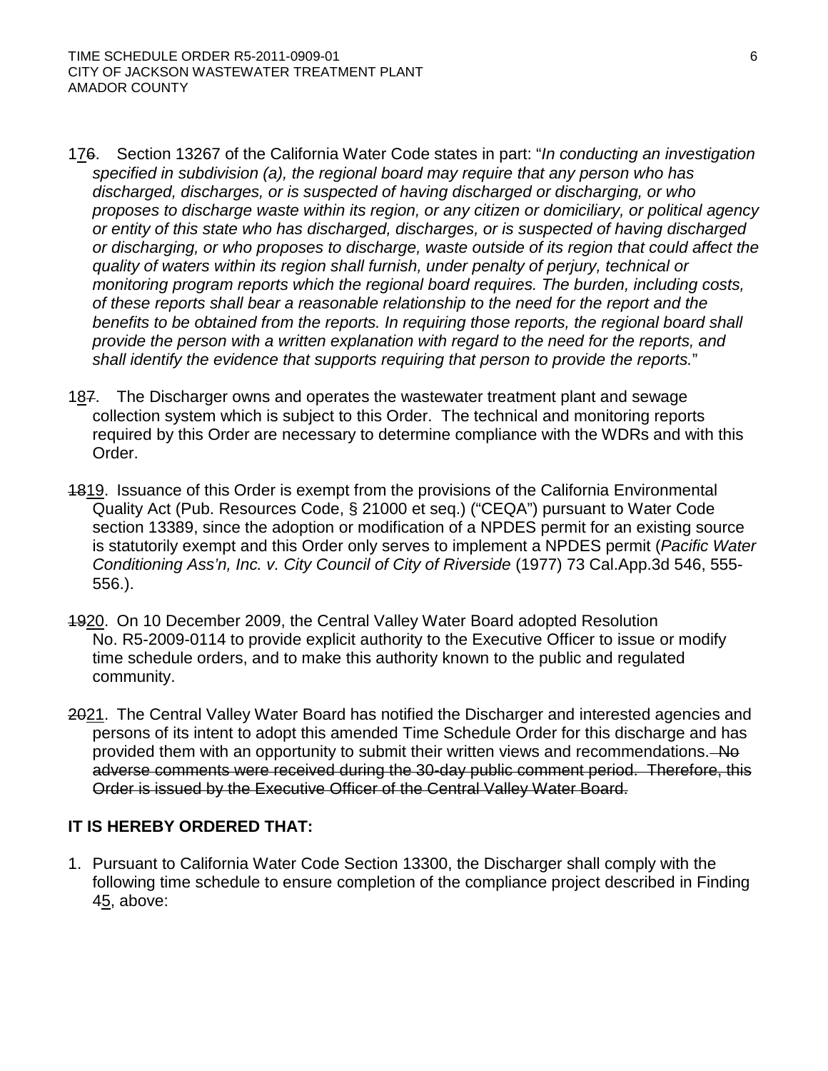17~~6~~. Section 13267 of the California Water Code states in part: "*In conducting an investigation specified in subdivision (a), the regional board may require that any person who has discharged, discharges, or is suspected of having discharged or discharging, or who proposes to discharge waste within its region, or any citizen or domiciliary, or political agency or entity of this state who has discharged, discharges, or is suspected of having discharged or discharging, or who proposes to discharge, waste outside of its region that could affect the quality of waters within its region shall furnish, under penalty of perjury, technical or monitoring program reports which the regional board requires. The burden, including costs, of these reports shall bear a reasonable relationship to the need for the report and the benefits to be obtained from the reports. In requiring those reports, the regional board shall provide the person with a written explanation with regard to the need for the reports, and shall identify the evidence that supports requiring that person to provide the reports.*"

18~~7~~. The Discharger owns and operates the wastewater treatment plant and sewage collection system which is subject to this Order. The technical and monitoring reports required by this Order are necessary to determine compliance with the WDRs and with this Order.

~~18~~19. Issuance of this Order is exempt from the provisions of the California Environmental Quality Act (Pub. Resources Code, § 21000 et seq.) ("CEQA") pursuant to Water Code section 13389, since the adoption or modification of a NPDES permit for an existing source is statutorily exempt and this Order only serves to implement a NPDES permit (*Pacific Water Conditioning Ass'n, Inc. v. City Council of City of Riverside* (1977) 73 Cal.App.3d 546, 555-556.).

~~19~~20. On 10 December 2009, the Central Valley Water Board adopted Resolution No. R5-2009-0114 to provide explicit authority to the Executive Officer to issue or modify time schedule orders, and to make this authority known to the public and regulated community.

~~20~~21. The Central Valley Water Board has notified the Discharger and interested agencies and persons of its intent to adopt this amended Time Schedule Order for this discharge and has provided them with an opportunity to submit their written views and recommendations. ~~No adverse comments were received during the 30-day public comment period. Therefore, this Order is issued by the Executive Officer of the Central Valley Water Board.~~

**IT IS HEREBY ORDERED THAT:**

1. Pursuant to California Water Code Section 13300, the Discharger shall comply with the following time schedule to ensure completion of the compliance project described in Finding 45, above: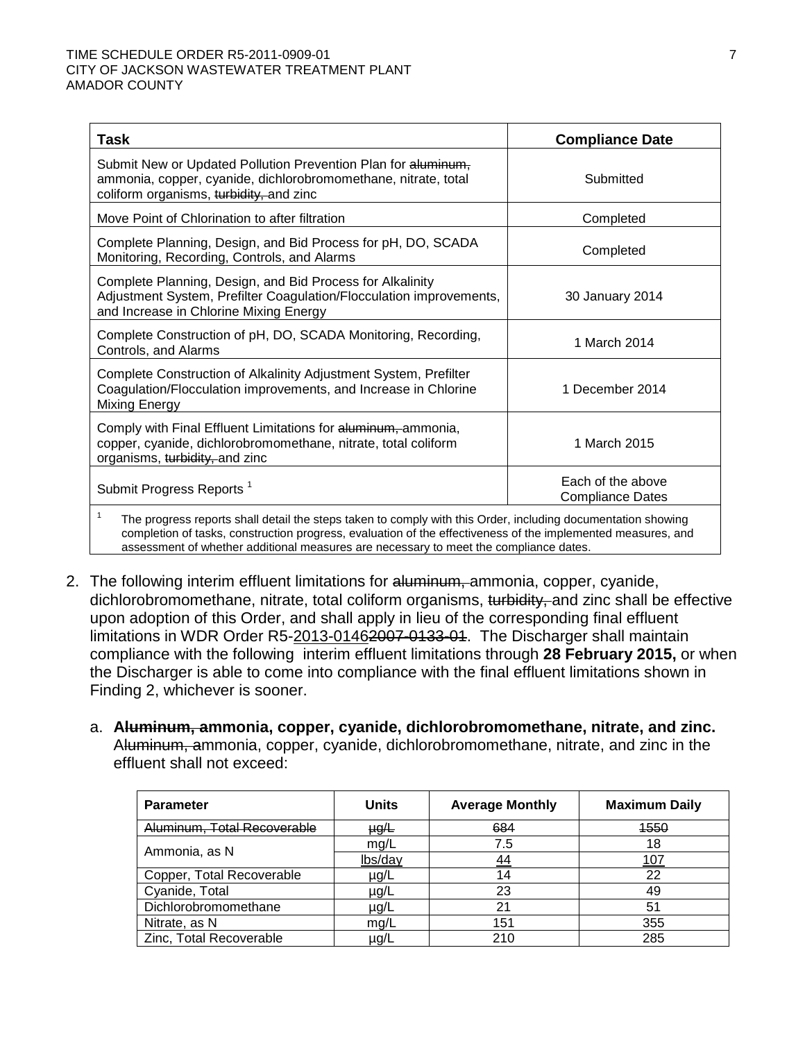| Task | Compliance Date |
| --- | --- |
| Submit New or Updated Pollution Prevention Plan for ~~aluminum,~~ ammonia, copper, cyanide, dichlorobromomethane, nitrate, total coliform organisms, ~~turbidity,~~ and zinc | Submitted |
| Move Point of Chlorination to after filtration | Completed |
| Complete Planning, Design, and Bid Process for pH, DO, SCADA Monitoring, Recording, Controls, and Alarms | Completed |
| Complete Planning, Design, and Bid Process for Alkalinity Adjustment System, Prefilter Coagulation/Flocculation improvements, and Increase in Chlorine Mixing Energy | 30 January 2014 |
| Complete Construction of pH, DO, SCADA Monitoring, Recording, Controls, and Alarms | 1 March 2014 |
| Complete Construction of Alkalinity Adjustment System, Prefilter Coagulation/Flocculation improvements, and Increase in Chlorine Mixing Energy | 1 December 2014 |
| Comply with Final Effluent Limitations for ~~aluminum,~~ ammonia, copper, cyanide, dichlorobromomethane, nitrate, total coliform organisms, ~~turbidity,~~ and zinc | 1 March 2015 |
| Submit Progress Reports [1] | Each of the above Compliance Dates |

[1] The progress reports shall detail the steps taken to comply with this Order, including documentation showing completion of tasks, construction progress, evaluation of the effectiveness of the implemented measures, and assessment of whether additional measures are necessary to meet the compliance dates.

2. The following interim effluent limitations for ~~aluminum,~~ ammonia, copper, cyanide, dichlorobromomethane, nitrate, total coliform organisms, ~~turbidity,~~ and zinc shall be effective upon adoption of this Order, and shall apply in lieu of the corresponding final effluent limitations in WDR Order R5-<u>2013-0146</u>~~2007-0133-01~~. The Discharger shall maintain compliance with the following interim effluent limitations through **28 February 2015,** or when the Discharger is able to come into compliance with the final effluent limitations shown in Finding 2, whichever is sooner.

   a. **A~~luminum, a~~mmonia, copper, cyanide, dichlorobromomethane, nitrate, and zinc.** A~~luminum, a~~mmonia, copper, cyanide, dichlorobromomethane, nitrate, and zinc in the effluent shall not exceed:

| Parameter | Units | Average Monthly | Maximum Daily |
| --- | --- | --- | --- |
| ~~Aluminum, Total Recoverable~~ | ~~µg/L~~ | ~~684~~ | ~~1550~~ |
| Ammonia, as N | mg/L | 7.5 | 18 |
| | <u>lbs/day</u> | <u>44</u> | <u>107</u> |
| Copper, Total Recoverable | µg/L | 14 | 22 |
| Cyanide, Total | µg/L | 23 | 49 |
| Dichlorobromomethane | µg/L | 21 | 51 |
| Nitrate, as N | mg/L | 151 | 355 |
| Zinc, Total Recoverable | µg/L | 210 | 285 |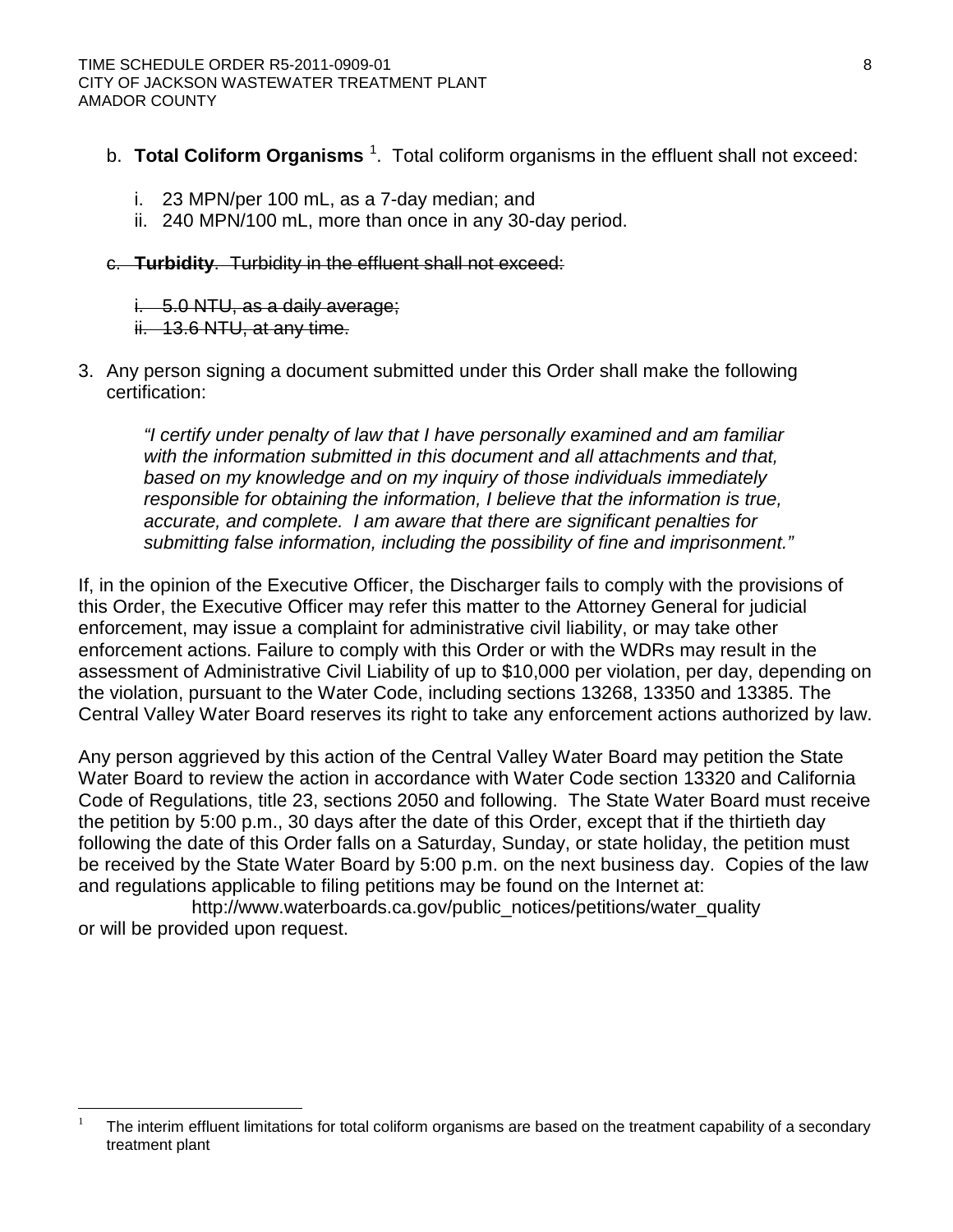b. **Total Coliform Organisms** [1]. Total coliform organisms in the effluent shall not exceed:

   i. 23 MPN/per 100 mL, as a 7-day median; and
   ii. 240 MPN/100 mL, more than once in any 30-day period.

~~c. **Turbidity**. Turbidity in the effluent shall not exceed:~~

   ~~i. 5.0 NTU, as a daily average;~~
   ~~ii. 13.6 NTU, at any time.~~

3. Any person signing a document submitted under this Order shall make the following certification:

   *"I certify under penalty of law that I have personally examined and am familiar with the information submitted in this document and all attachments and that, based on my knowledge and on my inquiry of those individuals immediately responsible for obtaining the information, I believe that the information is true, accurate, and complete. I am aware that there are significant penalties for submitting false information, including the possibility of fine and imprisonment."*

If, in the opinion of the Executive Officer, the Discharger fails to comply with the provisions of this Order, the Executive Officer may refer this matter to the Attorney General for judicial enforcement, may issue a complaint for administrative civil liability, or may take other enforcement actions. Failure to comply with this Order or with the WDRs may result in the assessment of Administrative Civil Liability of up to $10,000 per violation, per day, depending on the violation, pursuant to the Water Code, including sections 13268, 13350 and 13385. The Central Valley Water Board reserves its right to take any enforcement actions authorized by law.

Any person aggrieved by this action of the Central Valley Water Board may petition the State Water Board to review the action in accordance with Water Code section 13320 and California Code of Regulations, title 23, sections 2050 and following. The State Water Board must receive the petition by 5:00 p.m., 30 days after the date of this Order, except that if the thirtieth day following the date of this Order falls on a Saturday, Sunday, or state holiday, the petition must be received by the State Water Board by 5:00 p.m. on the next business day. Copies of the law and regulations applicable to filing petitions may be found on the Internet at:

http://www.waterboards.ca.gov/public_notices/petitions/water_quality

or will be provided upon request.

[1] The interim effluent limitations for total coliform organisms are based on the treatment capability of a secondary treatment plant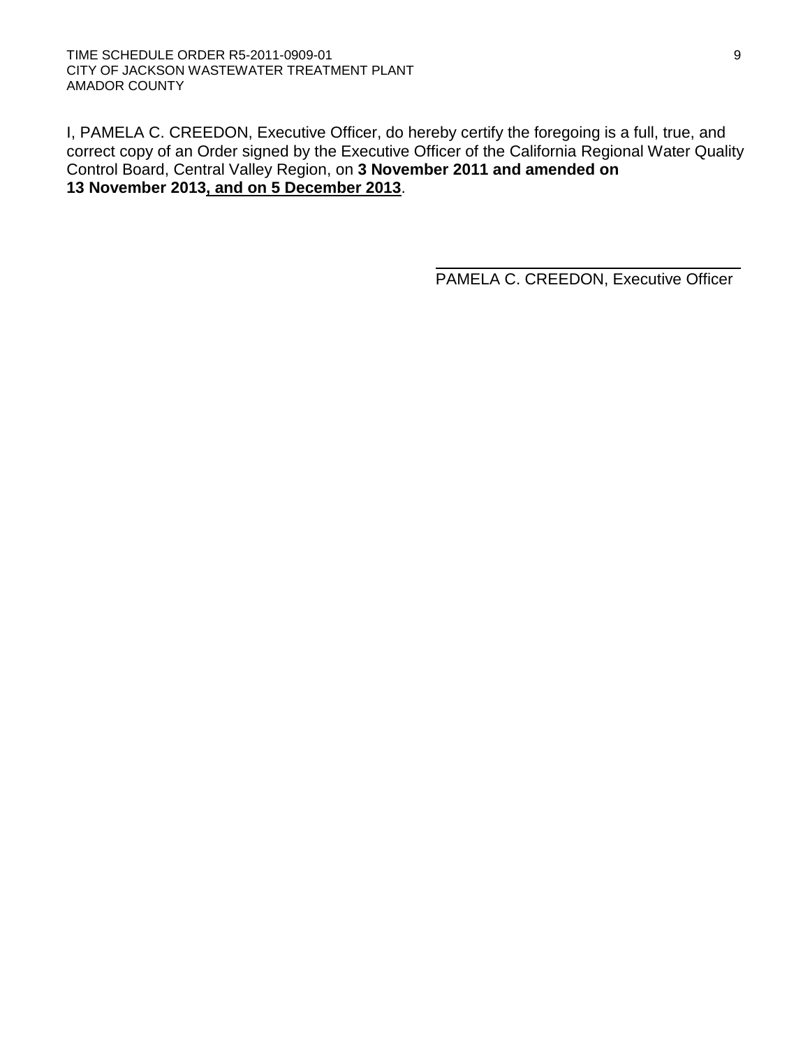I, PAMELA C. CREEDON, Executive Officer, do hereby certify the foregoing is a full, true, and correct copy of an Order signed by the Executive Officer of the California Regional Water Quality Control Board, Central Valley Region, on **3 November 2011 and amended on 13 November 2013, and on 5 December 2013**.

PAMELA C. CREEDON, Executive Officer